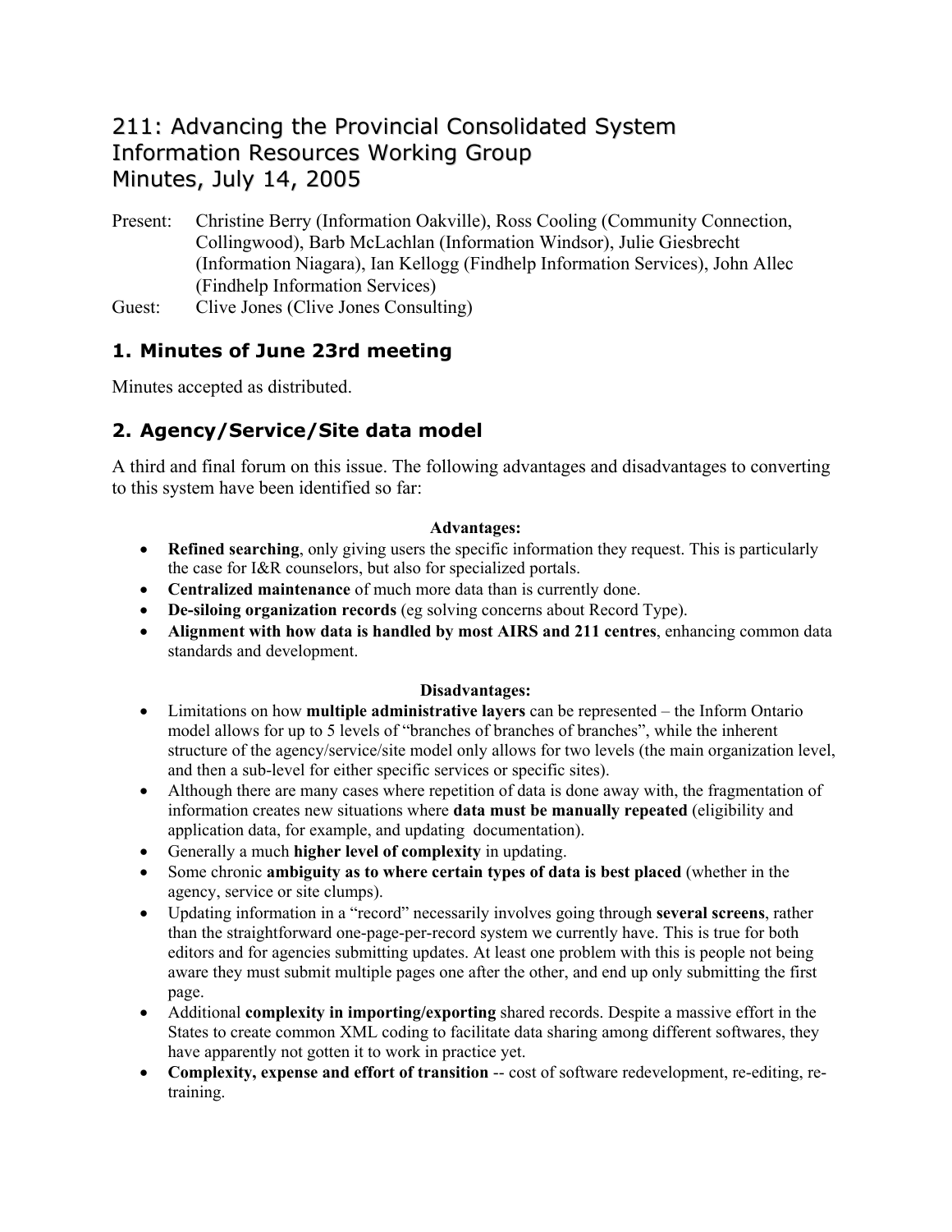# 211: Advancing the Provincial Consolidated System Information Resources Working Group Minutes, July 14, 2005

Present: Christine Berry (Information Oakville), Ross Cooling (Community Connection, Collingwood), Barb McLachlan (Information Windsor), Julie Giesbrecht (Information Niagara), Ian Kellogg (Findhelp Information Services), John Allec (Findhelp Information Services)

Guest: Clive Jones (Clive Jones Consulting)

## 1. Minutes of June 23rd meeting

Minutes accepted as distributed.

## 2. Agency/Service/Site data model

A third and final forum on this issue. The following advantages and disadvantages to converting to this system have been identified so far:

**Advantages:**

- **Refined searching**, only giving users the specific information they request. This is particularly the case for I&R counselors, but also for specialized portals.
- **Centralized maintenance** of much more data than is currently done.
- **De-siloing organization records** (eg solving concerns about Record Type).
- **Alignment with how data is handled by most AIRS and 211 centres**, enhancing common data standards and development.

**Disadvantages:**

- Limitations on how **multiple administrative layers** can be represented – the Inform Ontario model allows for up to 5 levels of "branches of branches of branches", while the inherent structure of the agency/service/site model only allows for two levels (the main organization level, and then a sub-level for either specific services or specific sites).
- Although there are many cases where repetition of data is done away with, the fragmentation of information creates new situations where **data must be manually repeated** (eligibility and application data, for example, and updating documentation).
- Generally a much **higher level of complexity** in updating.
- Some chronic **ambiguity as to where certain types of data is best placed** (whether in the agency, service or site clumps).
- Updating information in a "record" necessarily involves going through **several screens**, rather than the straightforward one-page-per-record system we currently have. This is true for both editors and for agencies submitting updates. At least one problem with this is people not being aware they must submit multiple pages one after the other, and end up only submitting the first page.
- Additional **complexity in importing/exporting** shared records. Despite a massive effort in the States to create common XML coding to facilitate data sharing among different softwares, they have apparently not gotten it to work in practice yet.
- **Complexity, expense and effort of transition** -- cost of software redevelopment, re-editing, re-training.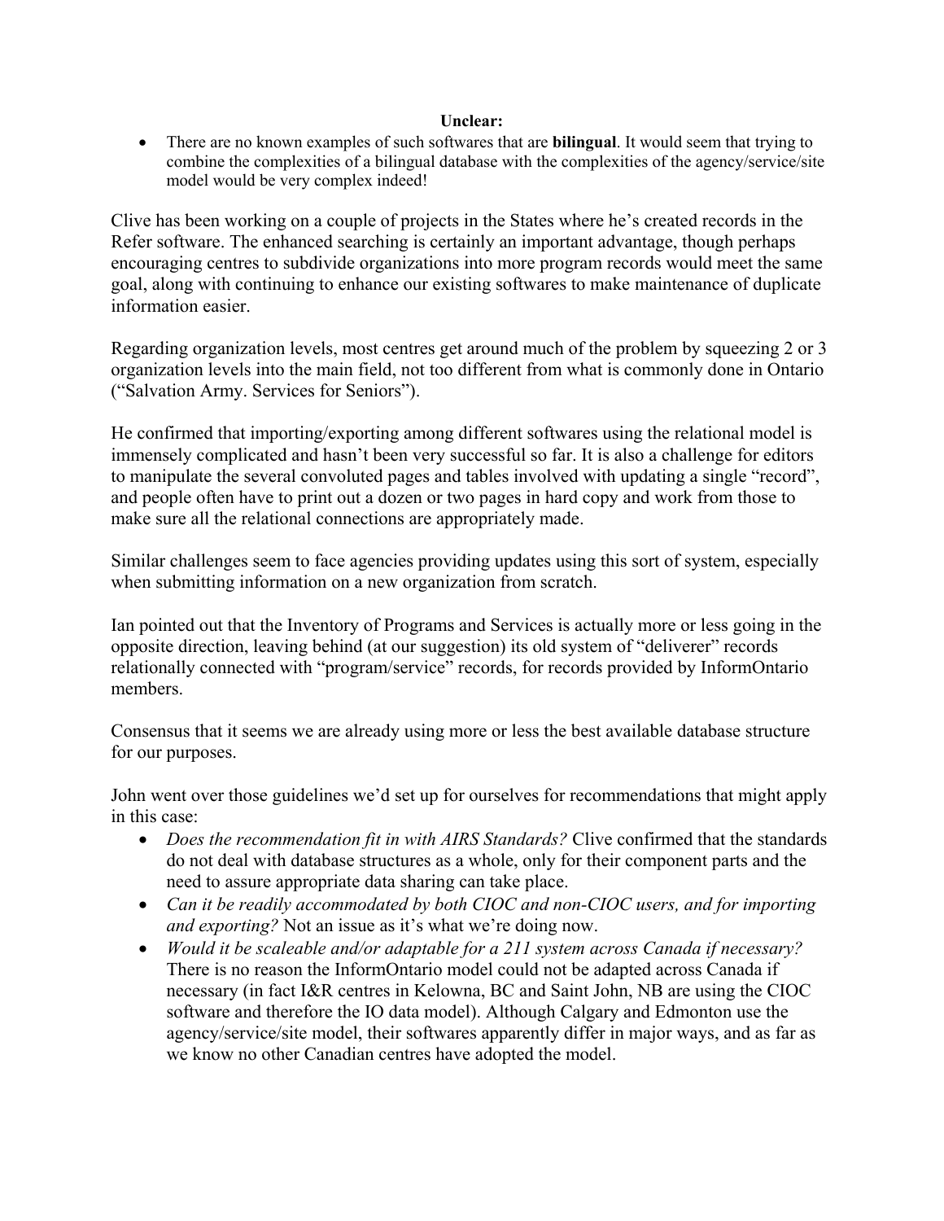**Unclear:**

- There are no known examples of such softwares that are **bilingual**. It would seem that trying to combine the complexities of a bilingual database with the complexities of the agency/service/site model would be very complex indeed!

Clive has been working on a couple of projects in the States where he's created records in the Refer software. The enhanced searching is certainly an important advantage, though perhaps encouraging centres to subdivide organizations into more program records would meet the same goal, along with continuing to enhance our existing softwares to make maintenance of duplicate information easier.

Regarding organization levels, most centres get around much of the problem by squeezing 2 or 3 organization levels into the main field, not too different from what is commonly done in Ontario ("Salvation Army. Services for Seniors").

He confirmed that importing/exporting among different softwares using the relational model is immensely complicated and hasn't been very successful so far. It is also a challenge for editors to manipulate the several convoluted pages and tables involved with updating a single "record", and people often have to print out a dozen or two pages in hard copy and work from those to make sure all the relational connections are appropriately made.

Similar challenges seem to face agencies providing updates using this sort of system, especially when submitting information on a new organization from scratch.

Ian pointed out that the Inventory of Programs and Services is actually more or less going in the opposite direction, leaving behind (at our suggestion) its old system of "deliverer" records relationally connected with "program/service" records, for records provided by InformOntario members.

Consensus that it seems we are already using more or less the best available database structure for our purposes.

John went over those guidelines we'd set up for ourselves for recommendations that might apply in this case:

- *Does the recommendation fit in with AIRS Standards?* Clive confirmed that the standards do not deal with database structures as a whole, only for their component parts and the need to assure appropriate data sharing can take place.
- *Can it be readily accommodated by both CIOC and non-CIOC users, and for importing and exporting?* Not an issue as it's what we're doing now.
- *Would it be scaleable and/or adaptable for a 211 system across Canada if necessary?* There is no reason the InformOntario model could not be adapted across Canada if necessary (in fact I&R centres in Kelowna, BC and Saint John, NB are using the CIOC software and therefore the IO data model). Although Calgary and Edmonton use the agency/service/site model, their softwares apparently differ in major ways, and as far as we know no other Canadian centres have adopted the model.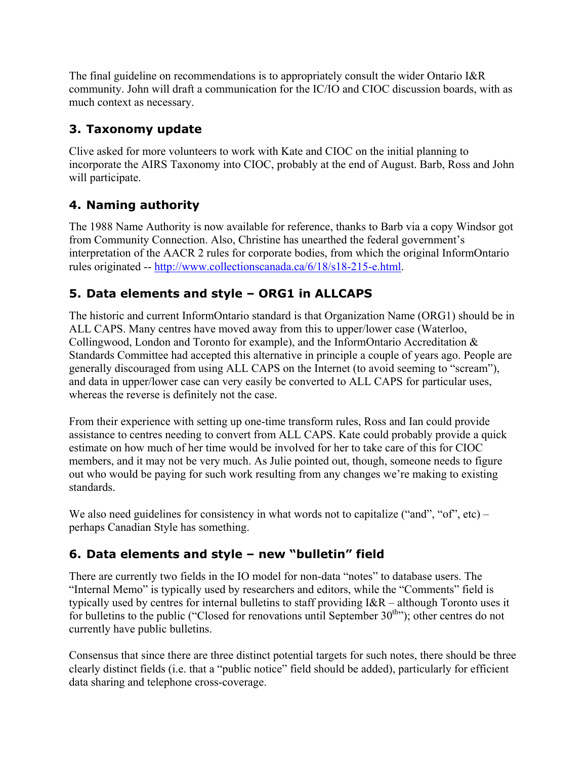The final guideline on recommendations is to appropriately consult the wider Ontario I&R community. John will draft a communication for the IC/IO and CIOC discussion boards, with as much context as necessary.

## 3. Taxonomy update

Clive asked for more volunteers to work with Kate and CIOC on the initial planning to incorporate the AIRS Taxonomy into CIOC, probably at the end of August. Barb, Ross and John will participate.

## 4. Naming authority

The 1988 Name Authority is now available for reference, thanks to Barb via a copy Windsor got from Community Connection. Also, Christine has unearthed the federal government's interpretation of the AACR 2 rules for corporate bodies, from which the original InformOntario rules originated -- http://www.collectionscanada.ca/6/18/s18-215-e.html.

## 5. Data elements and style – ORG1 in ALLCAPS

The historic and current InformOntario standard is that Organization Name (ORG1) should be in ALL CAPS. Many centres have moved away from this to upper/lower case (Waterloo, Collingwood, London and Toronto for example), and the InformOntario Accreditation & Standards Committee had accepted this alternative in principle a couple of years ago. People are generally discouraged from using ALL CAPS on the Internet (to avoid seeming to "scream"), and data in upper/lower case can very easily be converted to ALL CAPS for particular uses, whereas the reverse is definitely not the case.

From their experience with setting up one-time transform rules, Ross and Ian could provide assistance to centres needing to convert from ALL CAPS. Kate could probably provide a quick estimate on how much of her time would be involved for her to take care of this for CIOC members, and it may not be very much. As Julie pointed out, though, someone needs to figure out who would be paying for such work resulting from any changes we're making to existing standards.

We also need guidelines for consistency in what words not to capitalize ("and", "of", etc) – perhaps Canadian Style has something.

## 6. Data elements and style – new "bulletin" field

There are currently two fields in the IO model for non-data "notes" to database users. The "Internal Memo" is typically used by researchers and editors, while the "Comments" field is typically used by centres for internal bulletins to staff providing I&R – although Toronto uses it for bulletins to the public ("Closed for renovations until September 30th"); other centres do not currently have public bulletins.

Consensus that since there are three distinct potential targets for such notes, there should be three clearly distinct fields (i.e. that a "public notice" field should be added), particularly for efficient data sharing and telephone cross-coverage.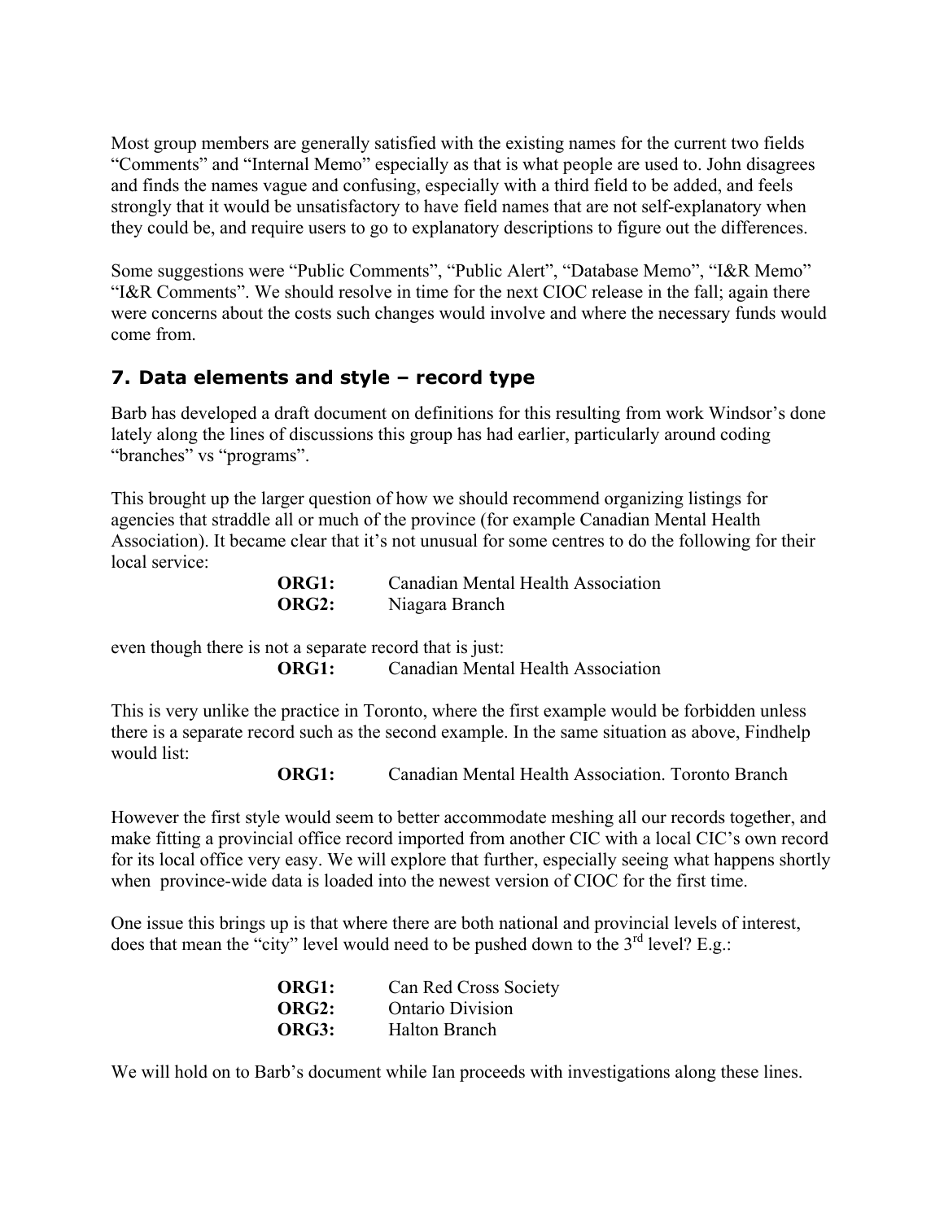Most group members are generally satisfied with the existing names for the current two fields "Comments" and "Internal Memo" especially as that is what people are used to. John disagrees and finds the names vague and confusing, especially with a third field to be added, and feels strongly that it would be unsatisfactory to have field names that are not self-explanatory when they could be, and require users to go to explanatory descriptions to figure out the differences.

Some suggestions were "Public Comments", "Public Alert", "Database Memo", "I&R Memo" "I&R Comments". We should resolve in time for the next CIOC release in the fall; again there were concerns about the costs such changes would involve and where the necessary funds would come from.

## 7. Data elements and style – record type

Barb has developed a draft document on definitions for this resulting from work Windsor's done lately along the lines of discussions this group has had earlier, particularly around coding "branches" vs "programs".

This brought up the larger question of how we should recommend organizing listings for agencies that straddle all or much of the province (for example Canadian Mental Health Association). It became clear that it's not unusual for some centres to do the following for their local service:

> **ORG1:** Canadian Mental Health Association
> **ORG2:** Niagara Branch

even though there is not a separate record that is just:

> **ORG1:** Canadian Mental Health Association

This is very unlike the practice in Toronto, where the first example would be forbidden unless there is a separate record such as the second example. In the same situation as above, Findhelp would list:

> **ORG1:** Canadian Mental Health Association. Toronto Branch

However the first style would seem to better accommodate meshing all our records together, and make fitting a provincial office record imported from another CIC with a local CIC's own record for its local office very easy. We will explore that further, especially seeing what happens shortly when province-wide data is loaded into the newest version of CIOC for the first time.

One issue this brings up is that where there are both national and provincial levels of interest, does that mean the "city" level would need to be pushed down to the 3rd level? E.g.:

> **ORG1:** Can Red Cross Society
> **ORG2:** Ontario Division
> **ORG3:** Halton Branch

We will hold on to Barb's document while Ian proceeds with investigations along these lines.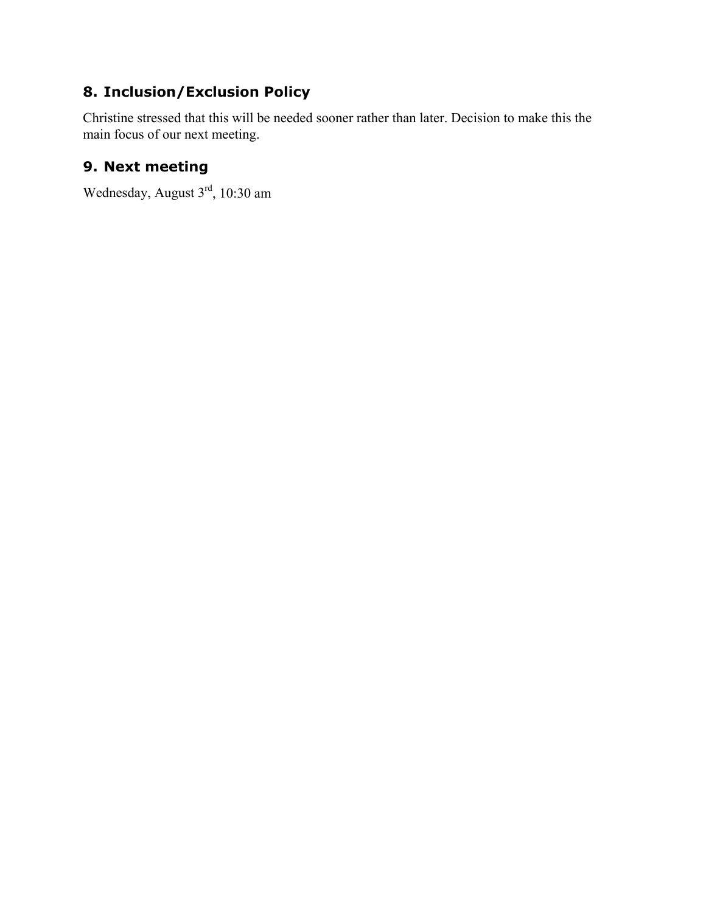## 8. Inclusion/Exclusion Policy

Christine stressed that this will be needed sooner rather than later. Decision to make this the main focus of our next meeting.

## 9. Next meeting

Wednesday, August 3rd, 10:30 am